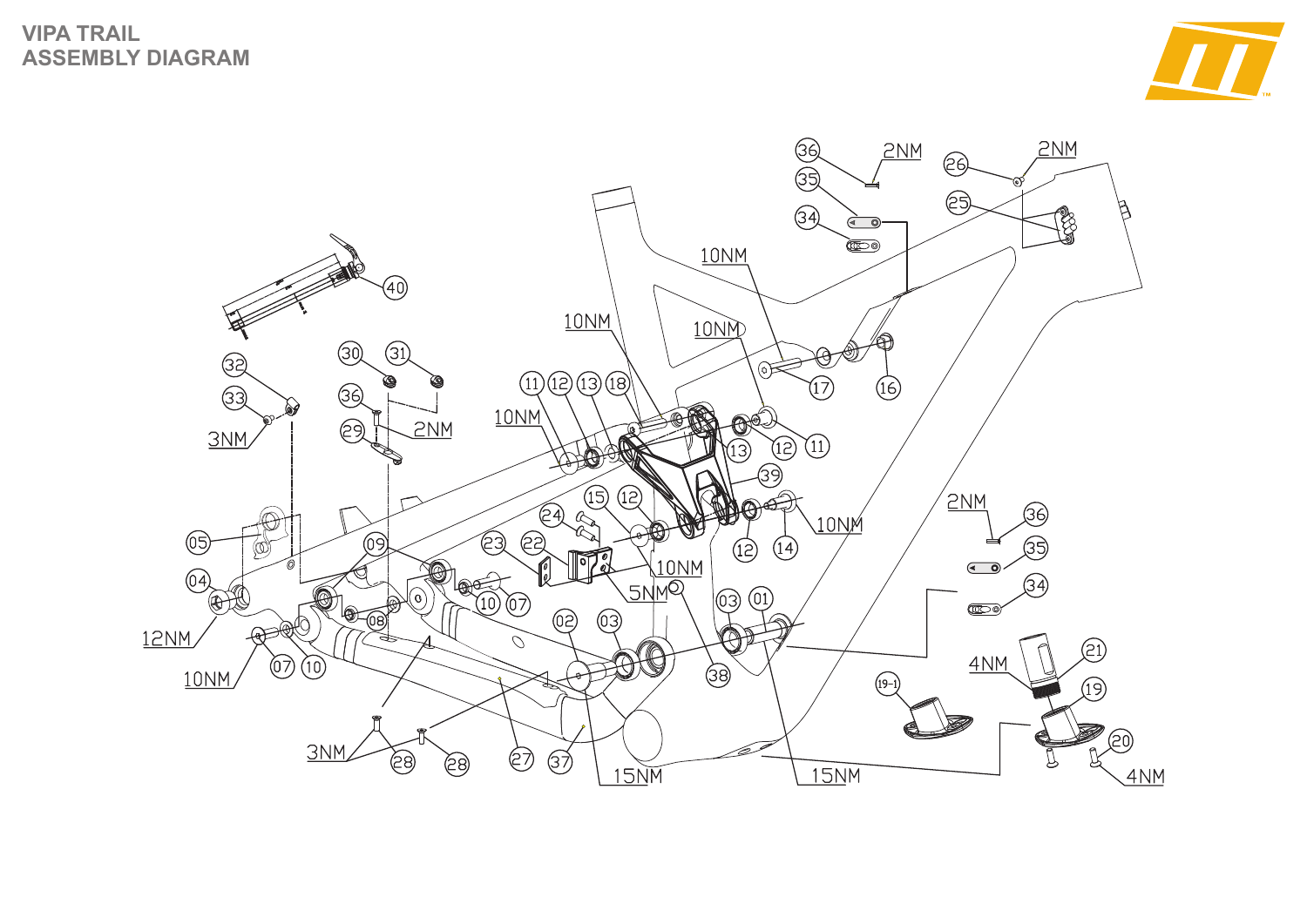# VIPA TRAIL
# ASSEMBLY DIAGRAM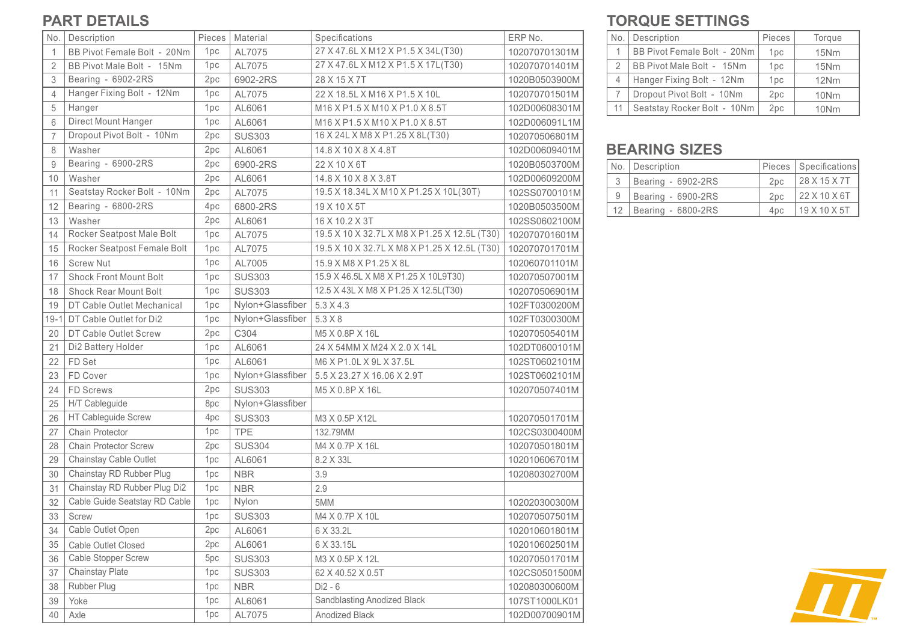## PART DETAILS

| No. | Description | Pieces | Material | Specifications | ERP No. |
|---|---|---|---|---|---|
| 1 | BB Pivot Female Bolt - 20Nm | 1pc | AL7075 | 27 X 47.6L X M12 X P1.5 X 34L(T30) | 102070701301M |
| 2 | BB Pivot Male Bolt - 15Nm | 1pc | AL7075 | 27 X 47.6L X M12 X P1.5 X 17L(T30) | 102070701401M |
| 3 | Bearing - 6902-2RS | 2pc | 6902-2RS | 28 X 15 X 7T | 1020B0503900M |
| 4 | Hanger Fixing Bolt - 12Nm | 1pc | AL7075 | 22 X 18.5L X M16 X P1.5 X 10L | 102070701501M |
| 5 | Hanger | 1pc | AL6061 | M16 X P1.5 X M10 X P1.0 X 8.5T | 102D00608301M |
| 6 | Direct Mount Hanger | 1pc | AL6061 | M16 X P1.5 X M10 X P1.0 X 8.5T | 102D006091L1M |
| 7 | Dropout Pivot Bolt - 10Nm | 2pc | SUS303 | 16 X 24L X M8 X P1.25 X 8L(T30) | 102070506801M |
| 8 | Washer | 2pc | AL6061 | 14.8 X 10 X 8 X 4.8T | 102D00609401M |
| 9 | Bearing - 6900-2RS | 2pc | 6900-2RS | 22 X 10 X 6T | 1020B0503700M |
| 10 | Washer | 2pc | AL6061 | 14.8 X 10 X 8 X 3.8T | 102D00609200M |
| 11 | Seatstay Rocker Bolt - 10Nm | 2pc | AL7075 | 19.5 X 18.34L X M10 X P1.25 X 10L(30T) | 102SS0700101M |
| 12 | Bearing - 6800-2RS | 4pc | 6800-2RS | 19 X 10 X 5T | 1020B0503500M |
| 13 | Washer | 2pc | AL6061 | 16 X 10.2 X 3T | 102SS0602100M |
| 14 | Rocker Seatpost Male Bolt | 1pc | AL7075 | 19.5 X 10 X 32.7L X M8 X P1.25 X 12.5L (T30) | 102070701601M |
| 15 | Rocker Seatpost Female Bolt | 1pc | AL7075 | 19.5 X 10 X 32.7L X M8 X P1.25 X 12.5L (T30) | 102070701701M |
| 16 | Screw Nut | 1pc | AL7005 | 15.9 X M8 X P1.25 X 8L | 102060701101M |
| 17 | Shock Front Mount Bolt | 1pc | SUS303 | 15.9 X 46.5L X M8 X P1.25 X 10L9T30) | 102070507001M |
| 18 | Shock Rear Mount Bolt | 1pc | SUS303 | 12.5 X 43L X M8 X P1.25 X 12.5L(T30) | 102070506901M |
| 19 | DT Cable Outlet Mechanical | 1pc | Nylon+Glassfiber | 5.3 X 4.3 | 102FT0300200M |
| 19-1 | DT Cable Outlet for Di2 | 1pc | Nylon+Glassfiber | 5.3 X 8 | 102FT0300300M |
| 20 | DT Cable Outlet Screw | 2pc | C304 | M5 X 0.8P X 16L | 102070505401M |
| 21 | Di2 Battery Holder | 1pc | AL6061 | 24 X 54MM X M24 X 2.0 X 14L | 102DT0600101M |
| 22 | FD Set | 1pc | AL6061 | M6 X P1.0L X 9L X 37.5L | 102ST0602101M |
| 23 | FD Cover | 1pc | Nylon+Glassfiber | 5.5 X 23.27 X 16.06 X 2.9T | 102ST0602101M |
| 24 | FD Screws | 2pc | SUS303 | M5 X 0.8P X 16L | 102070507401M |
| 25 | H/T Cableguide | 8pc | Nylon+Glassfiber | | |
| 26 | HT Cableguide Screw | 4pc | SUS303 | M3 X 0.5P X12L | 102070501701M |
| 27 | Chain Protector | 1pc | TPE | 132.79MM | 102CS0300400M |
| 28 | Chain Protector Screw | 2pc | SUS304 | M4 X 0.7P X 16L | 102070501801M |
| 29 | Chainstay Cable Outlet | 1pc | AL6061 | 8.2 X 33L | 102010606701M |
| 30 | Chainstay RD Rubber Plug | 1pc | NBR | 3.9 | 102080302700M |
| 31 | Chainstay RD Rubber Plug Di2 | 1pc | NBR | 2.9 | |
| 32 | Cable Guide Seatstay RD Cable | 1pc | Nylon | 5MM | 102020300300M |
| 33 | Screw | 1pc | SUS303 | M4 X 0.7P X 10L | 102070507501M |
| 34 | Cable Outlet Open | 2pc | AL6061 | 6 X 33.2L | 102010601801M |
| 35 | Cable Outlet Closed | 2pc | AL6061 | 6 X 33.15L | 102010602501M |
| 36 | Cable Stopper Screw | 5pc | SUS303 | M3 X 0.5P X 12L | 102070501701M |
| 37 | Chainstay Plate | 1pc | SUS303 | 62 X 40.52 X 0.5T | 102CS0501500M |
| 38 | Rubber Plug | 1pc | NBR | Di2 - 6 | 102080300600M |
| 39 | Yoke | 1pc | AL6061 | Sandblasting Anodized Black | 107ST1000LK01 |
| 40 | Axle | 1pc | AL7075 | Anodized Black | 102D00700901M |

## TORQUE SETTINGS

| No. | Description | Pieces | Torque |
|---|---|---|---|
| 1 | BB Pivot Female Bolt - 20Nm | 1pc | 15Nm |
| 2 | BB Pivot Male Bolt - 15Nm | 1pc | 15Nm |
| 4 | Hanger Fixing Bolt - 12Nm | 1pc | 12Nm |
| 7 | Dropout Pivot Bolt - 10Nm | 2pc | 10Nm |
| 11 | Seatstay Rocker Bolt - 10Nm | 2pc | 10Nm |

## BEARING SIZES

| No. | Description | Pieces | Specifications |
|---|---|---|---|
| 3 | Bearing - 6902-2RS | 2pc | 28 X 15 X 7T |
| 9 | Bearing - 6900-2RS | 2pc | 22 X 10 X 6T |
| 12 | Bearing - 6800-2RS | 4pc | 19 X 10 X 5T |